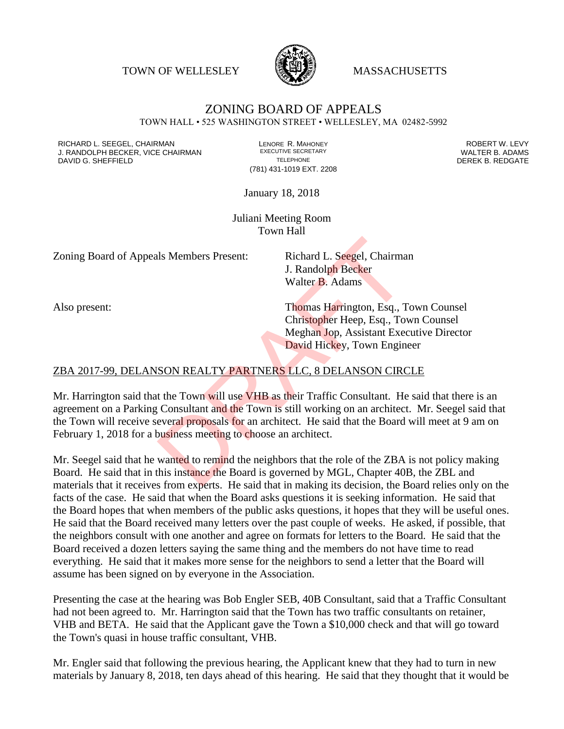TOWN OF WELLESLEY MASSACHUSETTS

# ZONING BOARD OF APPEALS

TOWN HALL • 525 WASHINGTON STREET • WELLESLEY, MA 02482-5992

RICHARD L. SEEGEL, CHAIRMAN
J. RANDOLPH BECKER, VICE CHAIRMAN
DAVID G. SHEFFIELD

LENORE R. MAHONEY
EXECUTIVE SECRETARY
TELEPHONE
(781) 431-1019 EXT. 2208

ROBERT W. LEVY
WALTER B. ADAMS
DEREK B. REDGATE

January 18, 2018

Juliani Meeting Room
Town Hall

Zoning Board of Appeals Members Present: Richard L. Seegel, Chairman
J. Randolph Becker
Walter B. Adams

Also present: Thomas Harrington, Esq., Town Counsel
Christopher Heep, Esq., Town Counsel
Meghan Jop, Assistant Executive Director
David Hickey, Town Engineer

ZBA 2017-99, DELANSON REALTY PARTNERS LLC, 8 DELANSON CIRCLE

Mr. Harrington said that the Town will use VHB as their Traffic Consultant. He said that there is an agreement on a Parking Consultant and the Town is still working on an architect. Mr. Seegel said that the Town will receive several proposals for an architect. He said that the Board will meet at 9 am on February 1, 2018 for a business meeting to choose an architect.

Mr. Seegel said that he wanted to remind the neighbors that the role of the ZBA is not policy making Board. He said that in this instance the Board is governed by MGL, Chapter 40B, the ZBL and materials that it receives from experts. He said that in making its decision, the Board relies only on the facts of the case. He said that when the Board asks questions it is seeking information. He said that the Board hopes that when members of the public asks questions, it hopes that they will be useful ones. He said that the Board received many letters over the past couple of weeks. He asked, if possible, that the neighbors consult with one another and agree on formats for letters to the Board. He said that the Board received a dozen letters saying the same thing and the members do not have time to read everything. He said that it makes more sense for the neighbors to send a letter that the Board will assume has been signed on by everyone in the Association.

Presenting the case at the hearing was Bob Engler SEB, 40B Consultant, said that a Traffic Consultant had not been agreed to. Mr. Harrington said that the Town has two traffic consultants on retainer, VHB and BETA. He said that the Applicant gave the Town a $10,000 check and that will go toward the Town's quasi in house traffic consultant, VHB.

Mr. Engler said that following the previous hearing, the Applicant knew that they had to turn in new materials by January 8, 2018, ten days ahead of this hearing. He said that they thought that it would be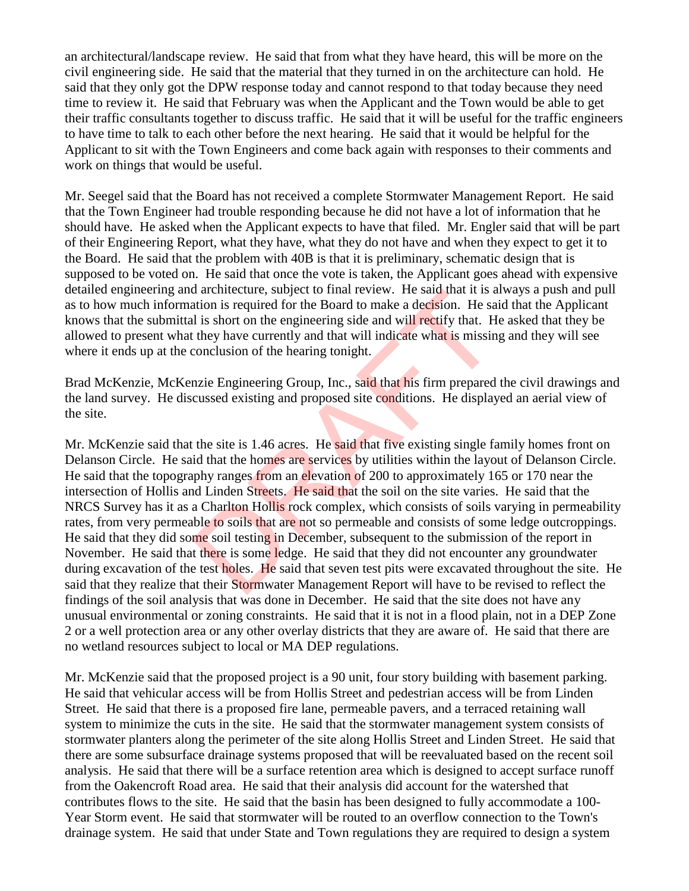an architectural/landscape review. He said that from what they have heard, this will be more on the civil engineering side. He said that the material that they turned in on the architecture can hold. He said that they only got the DPW response today and cannot respond to that today because they need time to review it. He said that February was when the Applicant and the Town would be able to get their traffic consultants together to discuss traffic. He said that it will be useful for the traffic engineers to have time to talk to each other before the next hearing. He said that it would be helpful for the Applicant to sit with the Town Engineers and come back again with responses to their comments and work on things that would be useful.

Mr. Seegel said that the Board has not received a complete Stormwater Management Report. He said that the Town Engineer had trouble responding because he did not have a lot of information that he should have. He asked when the Applicant expects to have that filed. Mr. Engler said that will be part of their Engineering Report, what they have, what they do not have and when they expect to get it to the Board. He said that the problem with 40B is that it is preliminary, schematic design that is supposed to be voted on. He said that once the vote is taken, the Applicant goes ahead with expensive detailed engineering and architecture, subject to final review. He said that it is always a push and pull as to how much information is required for the Board to make a decision. He said that the Applicant knows that the submittal is short on the engineering side and will rectify that. He asked that they be allowed to present what they have currently and that will indicate what is missing and they will see where it ends up at the conclusion of the hearing tonight.

Brad McKenzie, McKenzie Engineering Group, Inc., said that his firm prepared the civil drawings and the land survey. He discussed existing and proposed site conditions. He displayed an aerial view of the site.

Mr. McKenzie said that the site is 1.46 acres. He said that five existing single family homes front on Delanson Circle. He said that the homes are services by utilities within the layout of Delanson Circle. He said that the topography ranges from an elevation of 200 to approximately 165 or 170 near the intersection of Hollis and Linden Streets. He said that the soil on the site varies. He said that the NRCS Survey has it as a Charlton Hollis rock complex, which consists of soils varying in permeability rates, from very permeable to soils that are not so permeable and consists of some ledge outcroppings. He said that they did some soil testing in December, subsequent to the submission of the report in November. He said that there is some ledge. He said that they did not encounter any groundwater during excavation of the test holes. He said that seven test pits were excavated throughout the site. He said that they realize that their Stormwater Management Report will have to be revised to reflect the findings of the soil analysis that was done in December. He said that the site does not have any unusual environmental or zoning constraints. He said that it is not in a flood plain, not in a DEP Zone 2 or a well protection area or any other overlay districts that they are aware of. He said that there are no wetland resources subject to local or MA DEP regulations.

Mr. McKenzie said that the proposed project is a 90 unit, four story building with basement parking. He said that vehicular access will be from Hollis Street and pedestrian access will be from Linden Street. He said that there is a proposed fire lane, permeable pavers, and a terraced retaining wall system to minimize the cuts in the site. He said that the stormwater management system consists of stormwater planters along the perimeter of the site along Hollis Street and Linden Street. He said that there are some subsurface drainage systems proposed that will be reevaluated based on the recent soil analysis. He said that there will be a surface retention area which is designed to accept surface runoff from the Oakencroft Road area. He said that their analysis did account for the watershed that contributes flows to the site. He said that the basin has been designed to fully accommodate a 100-Year Storm event. He said that stormwater will be routed to an overflow connection to the Town's drainage system. He said that under State and Town regulations they are required to design a system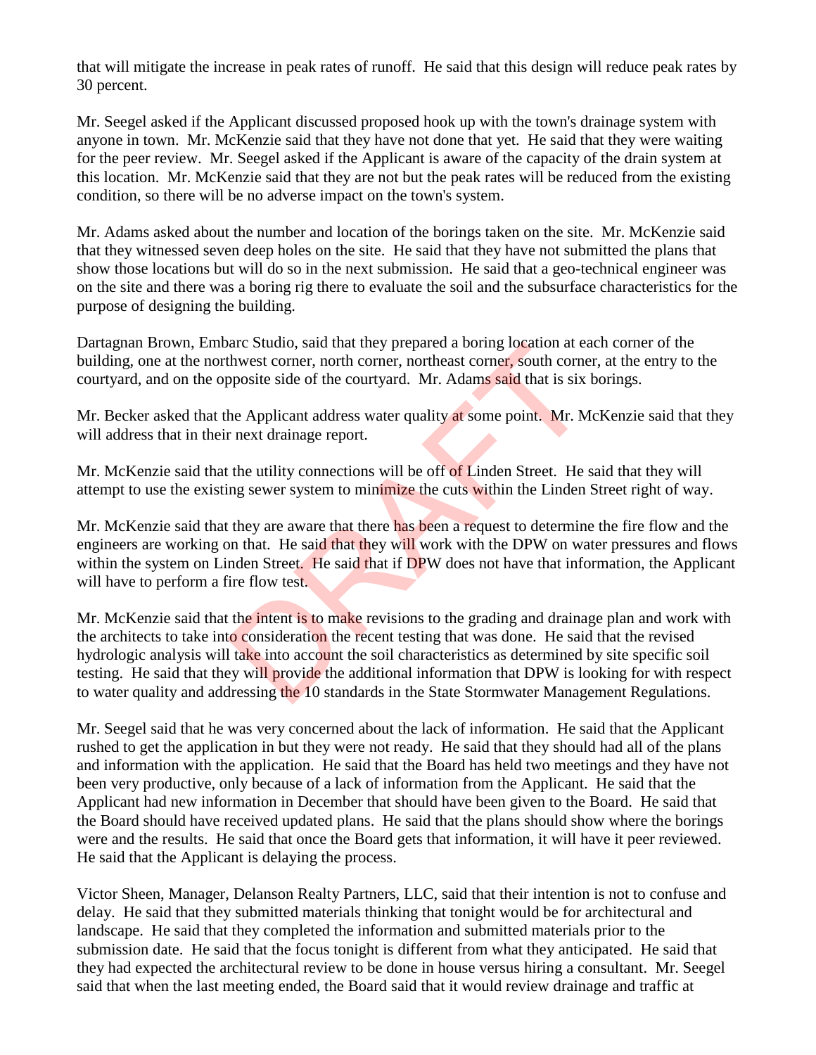that will mitigate the increase in peak rates of runoff. He said that this design will reduce peak rates by 30 percent.

Mr. Seegel asked if the Applicant discussed proposed hook up with the town's drainage system with anyone in town. Mr. McKenzie said that they have not done that yet. He said that they were waiting for the peer review. Mr. Seegel asked if the Applicant is aware of the capacity of the drain system at this location. Mr. McKenzie said that they are not but the peak rates will be reduced from the existing condition, so there will be no adverse impact on the town's system.

Mr. Adams asked about the number and location of the borings taken on the site. Mr. McKenzie said that they witnessed seven deep holes on the site. He said that they have not submitted the plans that show those locations but will do so in the next submission. He said that a geo-technical engineer was on the site and there was a boring rig there to evaluate the soil and the subsurface characteristics for the purpose of designing the building.

Dartagnan Brown, Embarc Studio, said that they prepared a boring location at each corner of the building, one at the northwest corner, north corner, northeast corner, south corner, at the entry to the courtyard, and on the opposite side of the courtyard. Mr. Adams said that is six borings.

Mr. Becker asked that the Applicant address water quality at some point. Mr. McKenzie said that they will address that in their next drainage report.

Mr. McKenzie said that the utility connections will be off of Linden Street. He said that they will attempt to use the existing sewer system to minimize the cuts within the Linden Street right of way.

Mr. McKenzie said that they are aware that there has been a request to determine the fire flow and the engineers are working on that. He said that they will work with the DPW on water pressures and flows within the system on Linden Street. He said that if DPW does not have that information, the Applicant will have to perform a fire flow test.

Mr. McKenzie said that the intent is to make revisions to the grading and drainage plan and work with the architects to take into consideration the recent testing that was done. He said that the revised hydrologic analysis will take into account the soil characteristics as determined by site specific soil testing. He said that they will provide the additional information that DPW is looking for with respect to water quality and addressing the 10 standards in the State Stormwater Management Regulations.

Mr. Seegel said that he was very concerned about the lack of information. He said that the Applicant rushed to get the application in but they were not ready. He said that they should had all of the plans and information with the application. He said that the Board has held two meetings and they have not been very productive, only because of a lack of information from the Applicant. He said that the Applicant had new information in December that should have been given to the Board. He said that the Board should have received updated plans. He said that the plans should show where the borings were and the results. He said that once the Board gets that information, it will have it peer reviewed. He said that the Applicant is delaying the process.

Victor Sheen, Manager, Delanson Realty Partners, LLC, said that their intention is not to confuse and delay. He said that they submitted materials thinking that tonight would be for architectural and landscape. He said that they completed the information and submitted materials prior to the submission date. He said that the focus tonight is different from what they anticipated. He said that they had expected the architectural review to be done in house versus hiring a consultant. Mr. Seegel said that when the last meeting ended, the Board said that it would review drainage and traffic at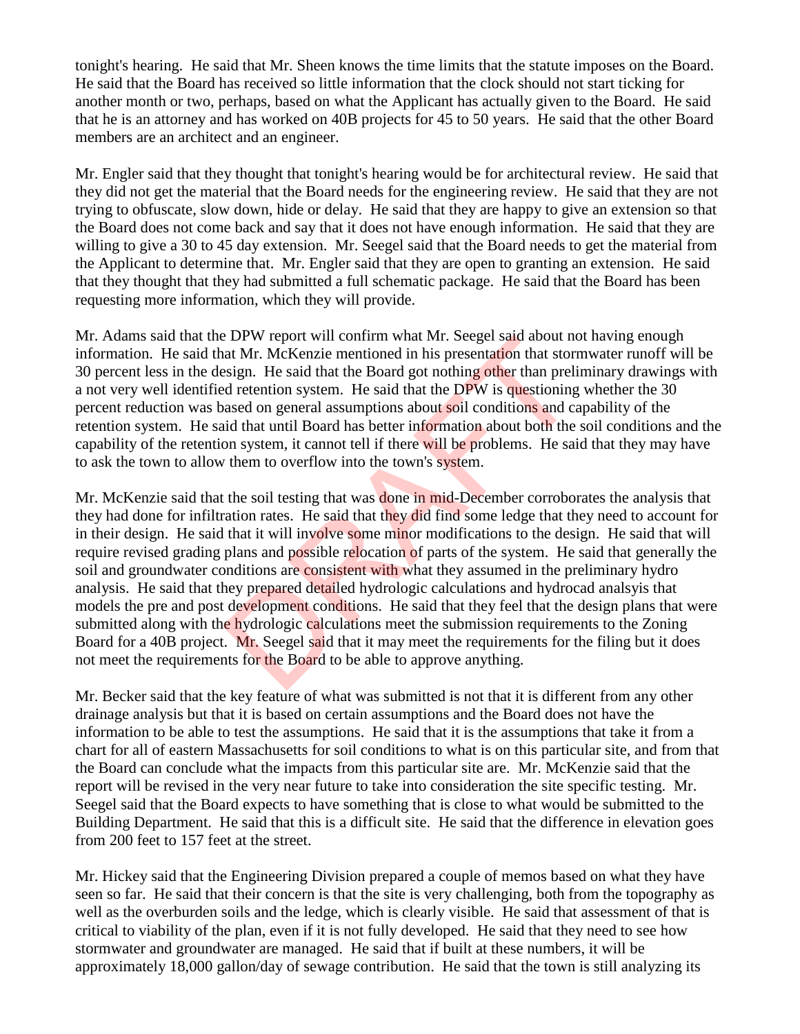tonight's hearing. He said that Mr. Sheen knows the time limits that the statute imposes on the Board. He said that the Board has received so little information that the clock should not start ticking for another month or two, perhaps, based on what the Applicant has actually given to the Board. He said that he is an attorney and has worked on 40B projects for 45 to 50 years. He said that the other Board members are an architect and an engineer.

Mr. Engler said that they thought that tonight's hearing would be for architectural review. He said that they did not get the material that the Board needs for the engineering review. He said that they are not trying to obfuscate, slow down, hide or delay. He said that they are happy to give an extension so that the Board does not come back and say that it does not have enough information. He said that they are willing to give a 30 to 45 day extension. Mr. Seegel said that the Board needs to get the material from the Applicant to determine that. Mr. Engler said that they are open to granting an extension. He said that they thought that they had submitted a full schematic package. He said that the Board has been requesting more information, which they will provide.

Mr. Adams said that the DPW report will confirm what Mr. Seegel said about not having enough information. He said that Mr. McKenzie mentioned in his presentation that stormwater runoff will be 30 percent less in the design. He said that the Board got nothing other than preliminary drawings with a not very well identified retention system. He said that the DPW is questioning whether the 30 percent reduction was based on general assumptions about soil conditions and capability of the retention system. He said that until Board has better information about both the soil conditions and the capability of the retention system, it cannot tell if there will be problems. He said that they may have to ask the town to allow them to overflow into the town's system.

Mr. McKenzie said that the soil testing that was done in mid-December corroborates the analysis that they had done for infiltration rates. He said that they did find some ledge that they need to account for in their design. He said that it will involve some minor modifications to the design. He said that will require revised grading plans and possible relocation of parts of the system. He said that generally the soil and groundwater conditions are consistent with what they assumed in the preliminary hydro analysis. He said that they prepared detailed hydrologic calculations and hydrocad analsyis that models the pre and post development conditions. He said that they feel that the design plans that were submitted along with the hydrologic calculations meet the submission requirements to the Zoning Board for a 40B project. Mr. Seegel said that it may meet the requirements for the filing but it does not meet the requirements for the Board to be able to approve anything.

Mr. Becker said that the key feature of what was submitted is not that it is different from any other drainage analysis but that it is based on certain assumptions and the Board does not have the information to be able to test the assumptions. He said that it is the assumptions that take it from a chart for all of eastern Massachusetts for soil conditions to what is on this particular site, and from that the Board can conclude what the impacts from this particular site are. Mr. McKenzie said that the report will be revised in the very near future to take into consideration the site specific testing. Mr. Seegel said that the Board expects to have something that is close to what would be submitted to the Building Department. He said that this is a difficult site. He said that the difference in elevation goes from 200 feet to 157 feet at the street.

Mr. Hickey said that the Engineering Division prepared a couple of memos based on what they have seen so far. He said that their concern is that the site is very challenging, both from the topography as well as the overburden soils and the ledge, which is clearly visible. He said that assessment of that is critical to viability of the plan, even if it is not fully developed. He said that they need to see how stormwater and groundwater are managed. He said that if built at these numbers, it will be approximately 18,000 gallon/day of sewage contribution. He said that the town is still analyzing its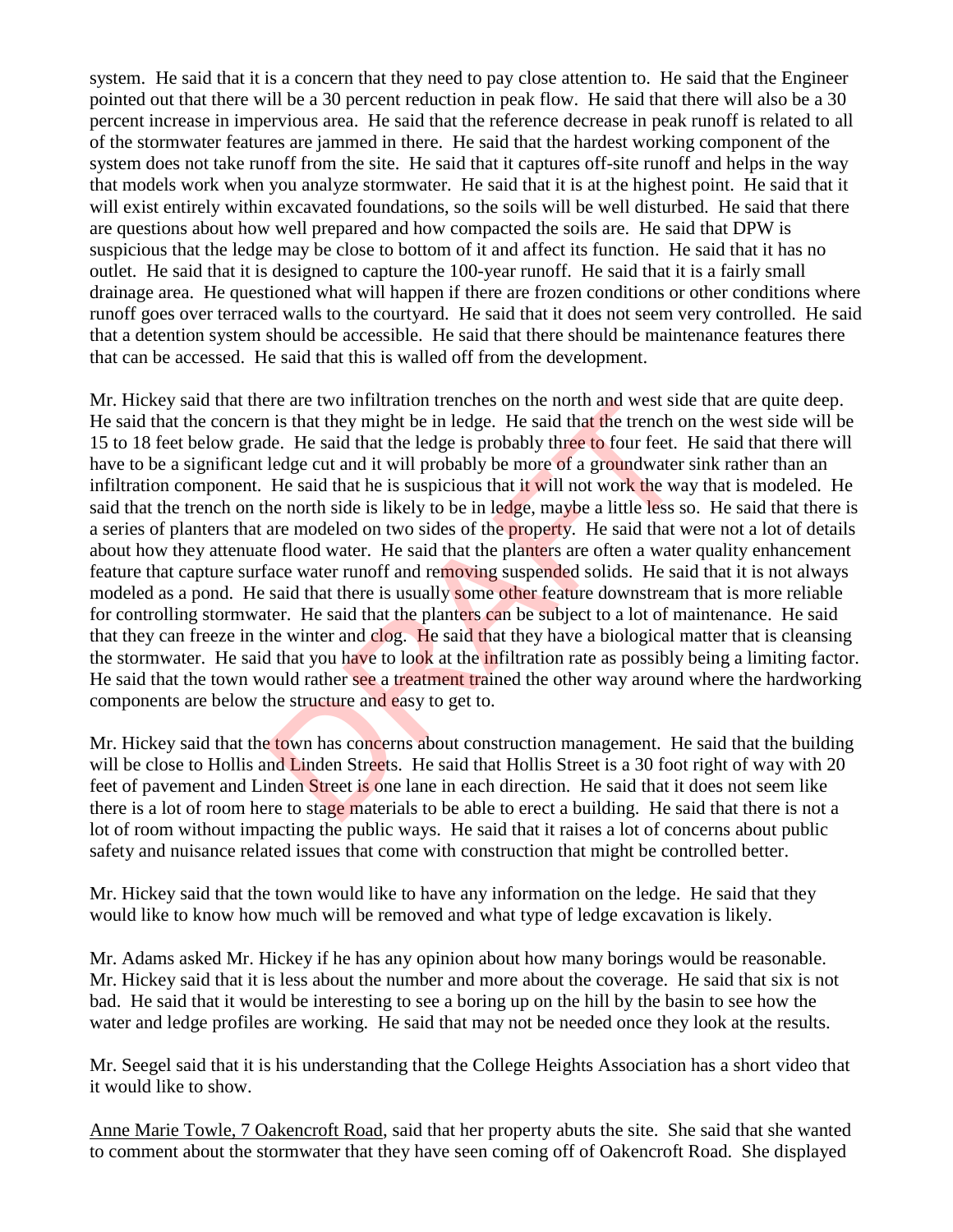system. He said that it is a concern that they need to pay close attention to. He said that the Engineer pointed out that there will be a 30 percent reduction in peak flow. He said that there will also be a 30 percent increase in impervious area. He said that the reference decrease in peak runoff is related to all of the stormwater features are jammed in there. He said that the hardest working component of the system does not take runoff from the site. He said that it captures off-site runoff and helps in the way that models work when you analyze stormwater. He said that it is at the highest point. He said that it will exist entirely within excavated foundations, so the soils will be well disturbed. He said that there are questions about how well prepared and how compacted the soils are. He said that DPW is suspicious that the ledge may be close to bottom of it and affect its function. He said that it has no outlet. He said that it is designed to capture the 100-year runoff. He said that it is a fairly small drainage area. He questioned what will happen if there are frozen conditions or other conditions where runoff goes over terraced walls to the courtyard. He said that it does not seem very controlled. He said that a detention system should be accessible. He said that there should be maintenance features there that can be accessed. He said that this is walled off from the development.

Mr. Hickey said that there are two infiltration trenches on the north and west side that are quite deep. He said that the concern is that they might be in ledge. He said that the trench on the west side will be 15 to 18 feet below grade. He said that the ledge is probably three to four feet. He said that there will have to be a significant ledge cut and it will probably be more of a groundwater sink rather than an infiltration component. He said that he is suspicious that it will not work the way that is modeled. He said that the trench on the north side is likely to be in ledge, maybe a little less so. He said that there is a series of planters that are modeled on two sides of the property. He said that were not a lot of details about how they attenuate flood water. He said that the planters are often a water quality enhancement feature that capture surface water runoff and removing suspended solids. He said that it is not always modeled as a pond. He said that there is usually some other feature downstream that is more reliable for controlling stormwater. He said that the planters can be subject to a lot of maintenance. He said that they can freeze in the winter and clog. He said that they have a biological matter that is cleansing the stormwater. He said that you have to look at the infiltration rate as possibly being a limiting factor. He said that the town would rather see a treatment trained the other way around where the hardworking components are below the structure and easy to get to.

Mr. Hickey said that the town has concerns about construction management. He said that the building will be close to Hollis and Linden Streets. He said that Hollis Street is a 30 foot right of way with 20 feet of pavement and Linden Street is one lane in each direction. He said that it does not seem like there is a lot of room here to stage materials to be able to erect a building. He said that there is not a lot of room without impacting the public ways. He said that it raises a lot of concerns about public safety and nuisance related issues that come with construction that might be controlled better.

Mr. Hickey said that the town would like to have any information on the ledge. He said that they would like to know how much will be removed and what type of ledge excavation is likely.

Mr. Adams asked Mr. Hickey if he has any opinion about how many borings would be reasonable. Mr. Hickey said that it is less about the number and more about the coverage. He said that six is not bad. He said that it would be interesting to see a boring up on the hill by the basin to see how the water and ledge profiles are working. He said that may not be needed once they look at the results.

Mr. Seegel said that it is his understanding that the College Heights Association has a short video that it would like to show.

Anne Marie Towle, 7 Oakencroft Road, said that her property abuts the site. She said that she wanted to comment about the stormwater that they have seen coming off of Oakencroft Road. She displayed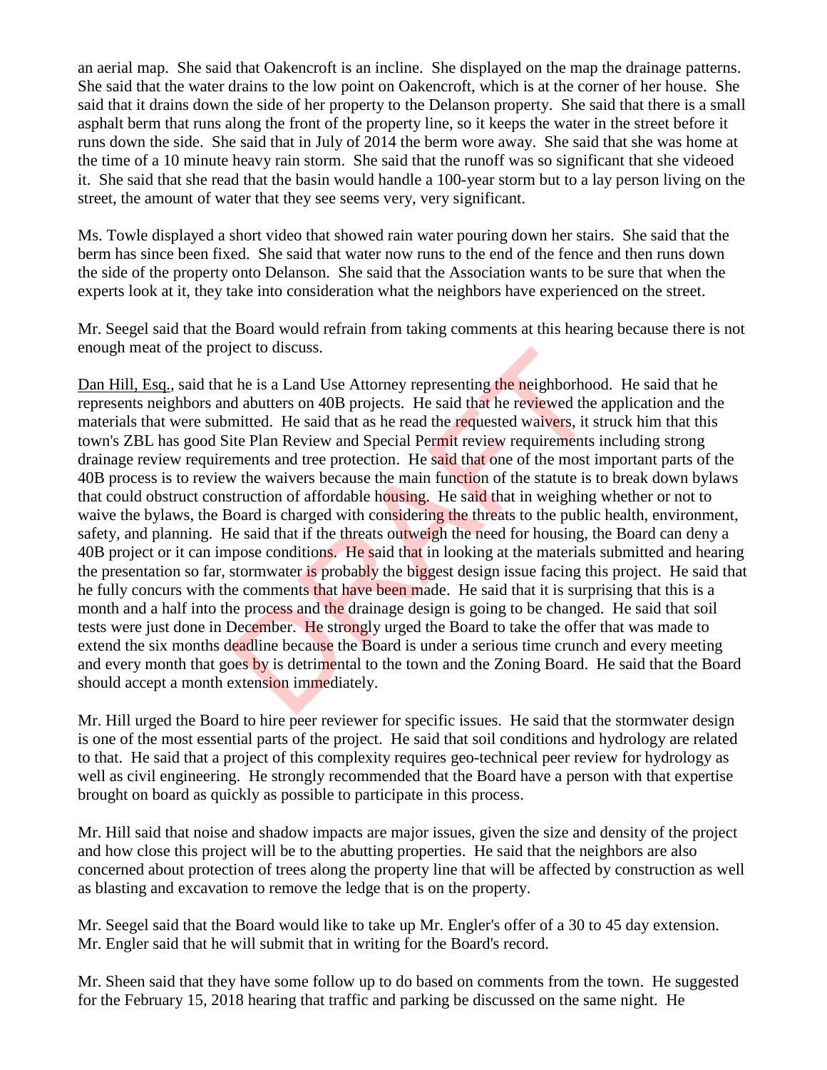an aerial map. She said that Oakencroft is an incline. She displayed on the map the drainage patterns. She said that the water drains to the low point on Oakencroft, which is at the corner of her house. She said that it drains down the side of her property to the Delanson property. She said that there is a small asphalt berm that runs along the front of the property line, so it keeps the water in the street before it runs down the side. She said that in July of 2014 the berm wore away. She said that she was home at the time of a 10 minute heavy rain storm. She said that the runoff was so significant that she videoed it. She said that she read that the basin would handle a 100-year storm but to a lay person living on the street, the amount of water that they see seems very, very significant.

Ms. Towle displayed a short video that showed rain water pouring down her stairs. She said that the berm has since been fixed. She said that water now runs to the end of the fence and then runs down the side of the property onto Delanson. She said that the Association wants to be sure that when the experts look at it, they take into consideration what the neighbors have experienced on the street.

Mr. Seegel said that the Board would refrain from taking comments at this hearing because there is not enough meat of the project to discuss.

Dan Hill, Esq., said that he is a Land Use Attorney representing the neighborhood. He said that he represents neighbors and abutters on 40B projects. He said that he reviewed the application and the materials that were submitted. He said that as he read the requested waivers, it struck him that this town's ZBL has good Site Plan Review and Special Permit review requirements including strong drainage review requirements and tree protection. He said that one of the most important parts of the 40B process is to review the waivers because the main function of the statute is to break down bylaws that could obstruct construction of affordable housing. He said that in weighing whether or not to waive the bylaws, the Board is charged with considering the threats to the public health, environment, safety, and planning. He said that if the threats outweigh the need for housing, the Board can deny a 40B project or it can impose conditions. He said that in looking at the materials submitted and hearing the presentation so far, stormwater is probably the biggest design issue facing this project. He said that he fully concurs with the comments that have been made. He said that it is surprising that this is a month and a half into the process and the drainage design is going to be changed. He said that soil tests were just done in December. He strongly urged the Board to take the offer that was made to extend the six months deadline because the Board is under a serious time crunch and every meeting and every month that goes by is detrimental to the town and the Zoning Board. He said that the Board should accept a month extension immediately.

Mr. Hill urged the Board to hire peer reviewer for specific issues. He said that the stormwater design is one of the most essential parts of the project. He said that soil conditions and hydrology are related to that. He said that a project of this complexity requires geo-technical peer review for hydrology as well as civil engineering. He strongly recommended that the Board have a person with that expertise brought on board as quickly as possible to participate in this process.

Mr. Hill said that noise and shadow impacts are major issues, given the size and density of the project and how close this project will be to the abutting properties. He said that the neighbors are also concerned about protection of trees along the property line that will be affected by construction as well as blasting and excavation to remove the ledge that is on the property.

Mr. Seegel said that the Board would like to take up Mr. Engler's offer of a 30 to 45 day extension. Mr. Engler said that he will submit that in writing for the Board's record.

Mr. Sheen said that they have some follow up to do based on comments from the town. He suggested for the February 15, 2018 hearing that traffic and parking be discussed on the same night. He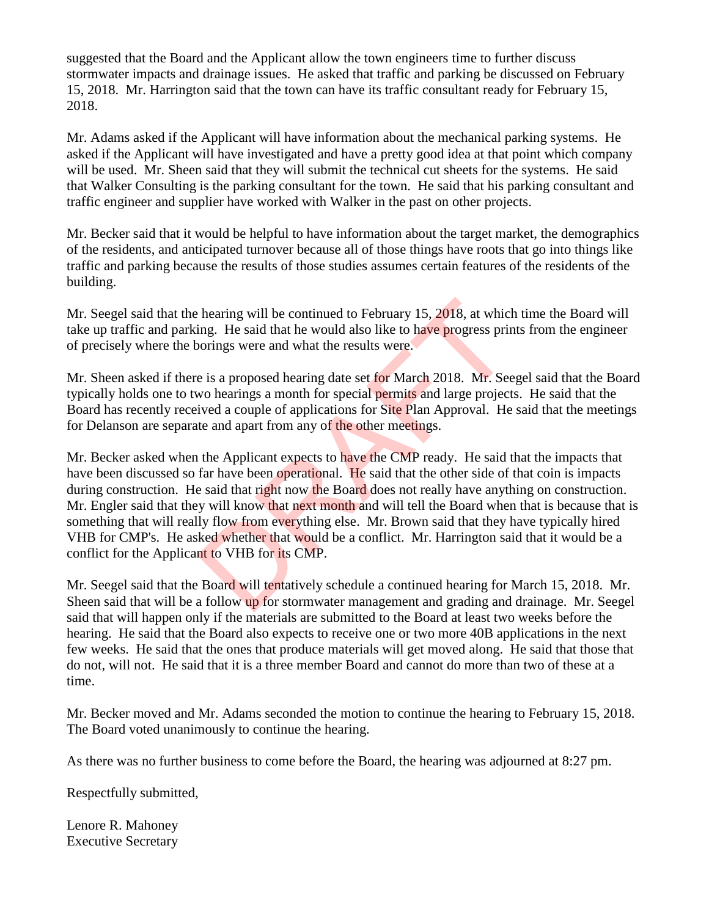suggested that the Board and the Applicant allow the town engineers time to further discuss stormwater impacts and drainage issues. He asked that traffic and parking be discussed on February 15, 2018. Mr. Harrington said that the town can have its traffic consultant ready for February 15, 2018.

Mr. Adams asked if the Applicant will have information about the mechanical parking systems. He asked if the Applicant will have investigated and have a pretty good idea at that point which company will be used. Mr. Sheen said that they will submit the technical cut sheets for the systems. He said that Walker Consulting is the parking consultant for the town. He said that his parking consultant and traffic engineer and supplier have worked with Walker in the past on other projects.

Mr. Becker said that it would be helpful to have information about the target market, the demographics of the residents, and anticipated turnover because all of those things have roots that go into things like traffic and parking because the results of those studies assumes certain features of the residents of the building.

Mr. Seegel said that the hearing will be continued to February 15, 2018, at which time the Board will take up traffic and parking. He said that he would also like to have progress prints from the engineer of precisely where the borings were and what the results were.

Mr. Sheen asked if there is a proposed hearing date set for March 2018. Mr. Seegel said that the Board typically holds one to two hearings a month for special permits and large projects. He said that the Board has recently received a couple of applications for Site Plan Approval. He said that the meetings for Delanson are separate and apart from any of the other meetings.

Mr. Becker asked when the Applicant expects to have the CMP ready. He said that the impacts that have been discussed so far have been operational. He said that the other side of that coin is impacts during construction. He said that right now the Board does not really have anything on construction. Mr. Engler said that they will know that next month and will tell the Board when that is because that is something that will really flow from everything else. Mr. Brown said that they have typically hired VHB for CMP's. He asked whether that would be a conflict. Mr. Harrington said that it would be a conflict for the Applicant to VHB for its CMP.

Mr. Seegel said that the Board will tentatively schedule a continued hearing for March 15, 2018. Mr. Sheen said that will be a follow up for stormwater management and grading and drainage. Mr. Seegel said that will happen only if the materials are submitted to the Board at least two weeks before the hearing. He said that the Board also expects to receive one or two more 40B applications in the next few weeks. He said that the ones that produce materials will get moved along. He said that those that do not, will not. He said that it is a three member Board and cannot do more than two of these at a time.

Mr. Becker moved and Mr. Adams seconded the motion to continue the hearing to February 15, 2018. The Board voted unanimously to continue the hearing.

As there was no further business to come before the Board, the hearing was adjourned at 8:27 pm.

Respectfully submitted,

Lenore R. Mahoney
Executive Secretary